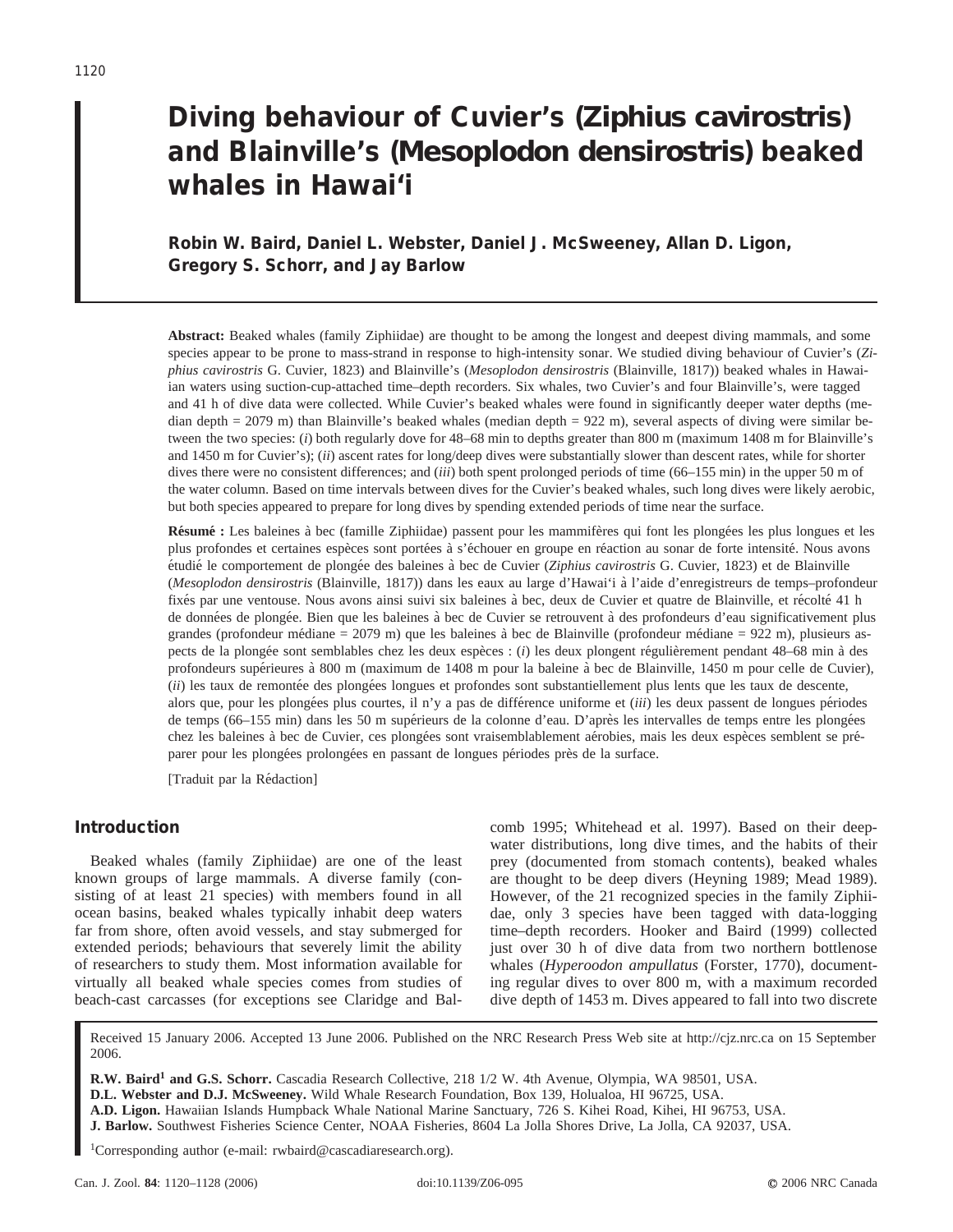# Diving behaviour of Cuvier's (*Ziphius cavirostris*) and Blainville's (*Mesoplodon densirostris*) beaked whales in Hawai'i

**Robin W. Baird, Daniel L. Webster, Daniel J. McSweeney, Allan D. Ligon, Gregory S. Schorr, and Jay Barlow**

**Abstract:** Beaked whales (family Ziphiidae) are thought to be among the longest and deepest diving mammals, and some species appear to be prone to mass-strand in response to high-intensity sonar. We studied diving behaviour of Cuvier's (*Ziphius cavirostris* G. Cuvier, 1823) and Blainville's (*Mesoplodon densirostris* (Blainville, 1817)) beaked whales in Hawaiian waters using suction-cup-attached time–depth recorders. Six whales, two Cuvier's and four Blainville's, were tagged and 41 h of dive data were collected. While Cuvier's beaked whales were found in significantly deeper water depths (median depth = 2079 m) than Blainville's beaked whales (median depth = 922 m), several aspects of diving were similar between the two species: (*i*) both regularly dove for 48–68 min to depths greater than 800 m (maximum 1408 m for Blainville's and 1450 m for Cuvier's); (*ii*) ascent rates for long/deep dives were substantially slower than descent rates, while for shorter dives there were no consistent differences; and (*iii*) both spent prolonged periods of time (66–155 min) in the upper 50 m of the water column. Based on time intervals between dives for the Cuvier's beaked whales, such long dives were likely aerobic, but both species appeared to prepare for long dives by spending extended periods of time near the surface.

**Résumé :** Les baleines à bec (famille Ziphiidae) passent pour les mammifères qui font les plongées les plus longues et les plus profondes et certaines espèces sont portées à s'échouer en groupe en réaction au sonar de forte intensité. Nous avons étudié le comportement de plongée des baleines à bec de Cuvier (*Ziphius cavirostris* G. Cuvier, 1823) et de Blainville (*Mesoplodon densirostris* (Blainville, 1817)) dans les eaux au large d'Hawai'i à l'aide d'enregistreurs de temps–profondeur fixés par une ventouse. Nous avons ainsi suivi six baleines à bec, deux de Cuvier et quatre de Blainville, et récolté 41 h de données de plongée. Bien que les baleines à bec de Cuvier se retrouvent à des profondeurs d'eau significativement plus grandes (profondeur médiane = 2079 m) que les baleines à bec de Blainville (profondeur médiane = 922 m), plusieurs aspects de la plongée sont semblables chez les deux espèces : (*i*) les deux plongent régulièrement pendant 48–68 min à des profondeurs supérieures à 800 m (maximum de 1408 m pour la baleine à bec de Blainville, 1450 m pour celle de Cuvier), (*ii*) les taux de remontée des plongées longues et profondes sont substantiellement plus lents que les taux de descente, alors que, pour les plongées plus courtes, il n'y a pas de différence uniforme et (*iii*) les deux passent de longues périodes de temps (66–155 min) dans les 50 m supérieurs de la colonne d'eau. D'après les intervalles de temps entre les plongées chez les baleines à bec de Cuvier, ces plongées sont vraisemblablement aérobies, mais les deux espèces semblent se préparer pour les plongées prolongées en passant de longues périodes près de la surface.

[Traduit par la Rédaction]

## Introduction

Beaked whales (family Ziphiidae) are one of the least known groups of large mammals. A diverse family (consisting of at least 21 species) with members found in all ocean basins, beaked whales typically inhabit deep waters far from shore, often avoid vessels, and stay submerged for extended periods; behaviours that severely limit the ability of researchers to study them. Most information available for virtually all beaked whale species comes from studies of beach-cast carcasses (for exceptions see Claridge and Balcomb 1995; Whitehead et al. 1997). Based on their deep-water distributions, long dive times, and the habits of their prey (documented from stomach contents), beaked whales are thought to be deep divers (Heyning 1989; Mead 1989). However, of the 21 recognized species in the family Ziphiidae, only 3 species have been tagged with data-logging time–depth recorders. Hooker and Baird (1999) collected just over 30 h of dive data from two northern bottlenose whales (*Hyperoodon ampullatus* (Forster, 1770), documenting regular dives to over 800 m, with a maximum recorded dive depth of 1453 m. Dives appeared to fall into two discrete

Received 15 January 2006. Accepted 13 June 2006. Published on the NRC Research Press Web site at http://cjz.nrc.ca on 15 September 2006.

**R.W. Baird[1] and G.S. Schorr.** Cascadia Research Collective, 218 1/2 W. 4th Avenue, Olympia, WA 98501, USA.
**D.L. Webster and D.J. McSweeney.** Wild Whale Research Foundation, Box 139, Holualoa, HI 96725, USA.
**A.D. Ligon.** Hawaiian Islands Humpback Whale National Marine Sanctuary, 726 S. Kihei Road, Kihei, HI 96753, USA.
**J. Barlow.** Southwest Fisheries Science Center, NOAA Fisheries, 8604 La Jolla Shores Drive, La Jolla, CA 92037, USA.

[1]Corresponding author (e-mail: rwbaird@cascadiaresearch.org).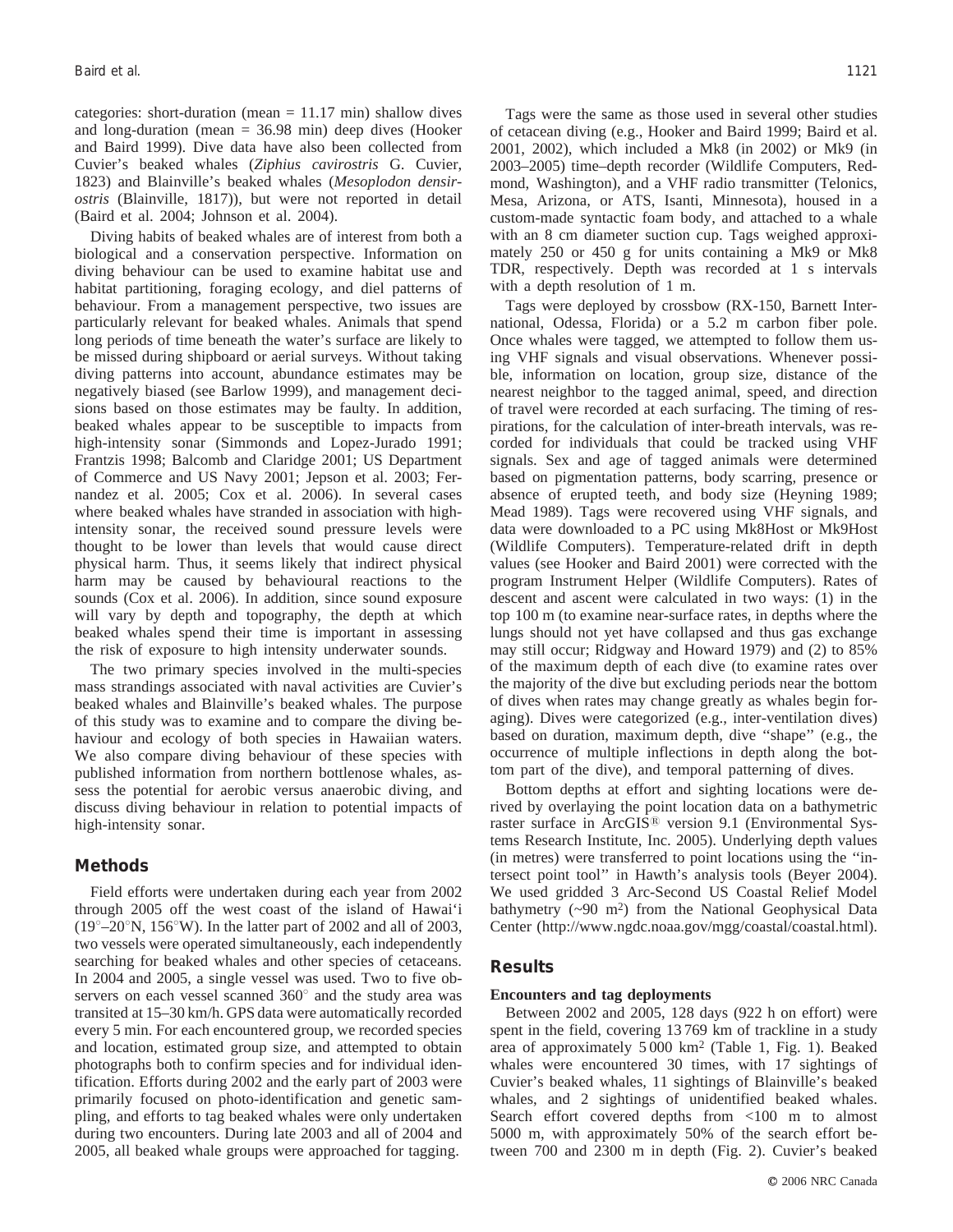categories: short-duration (mean = 11.17 min) shallow dives and long-duration (mean = 36.98 min) deep dives (Hooker and Baird 1999). Dive data have also been collected from Cuvier's beaked whales (*Ziphius cavirostris* G. Cuvier, 1823) and Blainville's beaked whales (*Mesoplodon densirostris* (Blainville, 1817)), but were not reported in detail (Baird et al. 2004; Johnson et al. 2004).

Diving habits of beaked whales are of interest from both a biological and a conservation perspective. Information on diving behaviour can be used to examine habitat use and habitat partitioning, foraging ecology, and diel patterns of behaviour. From a management perspective, two issues are particularly relevant for beaked whales. Animals that spend long periods of time beneath the water's surface are likely to be missed during shipboard or aerial surveys. Without taking diving patterns into account, abundance estimates may be negatively biased (see Barlow 1999), and management decisions based on those estimates may be faulty. In addition, beaked whales appear to be susceptible to impacts from high-intensity sonar (Simmonds and Lopez-Jurado 1991; Frantzis 1998; Balcomb and Claridge 2001; US Department of Commerce and US Navy 2001; Jepson et al. 2003; Fernandez et al. 2005; Cox et al. 2006). In several cases where beaked whales have stranded in association with high-intensity sonar, the received sound pressure levels were thought to be lower than levels that would cause direct physical harm. Thus, it seems likely that indirect physical harm may be caused by behavioural reactions to the sounds (Cox et al. 2006). In addition, since sound exposure will vary by depth and topography, the depth at which beaked whales spend their time is important in assessing the risk of exposure to high intensity underwater sounds.

The two primary species involved in the multi-species mass strandings associated with naval activities are Cuvier's beaked whales and Blainville's beaked whales. The purpose of this study was to examine and to compare the diving behaviour and ecology of both species in Hawaiian waters. We also compare diving behaviour of these species with published information from northern bottlenose whales, assess the potential for aerobic versus anaerobic diving, and discuss diving behaviour in relation to potential impacts of high-intensity sonar.

## Methods

Field efforts were undertaken during each year from 2002 through 2005 off the west coast of the island of Hawai'i (19°–20°N, 156°W). In the latter part of 2002 and all of 2003, two vessels were operated simultaneously, each independently searching for beaked whales and other species of cetaceans. In 2004 and 2005, a single vessel was used. Two to five observers on each vessel scanned 360° and the study area was transited at 15–30 km/h. GPS data were automatically recorded every 5 min. For each encountered group, we recorded species and location, estimated group size, and attempted to obtain photographs both to confirm species and for individual identification. Efforts during 2002 and the early part of 2003 were primarily focused on photo-identification and genetic sampling, and efforts to tag beaked whales were only undertaken during two encounters. During late 2003 and all of 2004 and 2005, all beaked whale groups were approached for tagging.

Tags were the same as those used in several other studies of cetacean diving (e.g., Hooker and Baird 1999; Baird et al. 2001, 2002), which included a Mk8 (in 2002) or Mk9 (in 2003–2005) time–depth recorder (Wildlife Computers, Redmond, Washington), and a VHF radio transmitter (Telonics, Mesa, Arizona, or ATS, Isanti, Minnesota), housed in a custom-made syntactic foam body, and attached to a whale with an 8 cm diameter suction cup. Tags weighed approximately 250 or 450 g for units containing a Mk9 or Mk8 TDR, respectively. Depth was recorded at 1 s intervals with a depth resolution of 1 m.

Tags were deployed by crossbow (RX-150, Barnett International, Odessa, Florida) or a 5.2 m carbon fiber pole. Once whales were tagged, we attempted to follow them using VHF signals and visual observations. Whenever possible, information on location, group size, distance of the nearest neighbor to the tagged animal, speed, and direction of travel were recorded at each surfacing. The timing of respirations, for the calculation of inter-breath intervals, was recorded for individuals that could be tracked using VHF signals. Sex and age of tagged animals were determined based on pigmentation patterns, body scarring, presence or absence of erupted teeth, and body size (Heyning 1989; Mead 1989). Tags were recovered using VHF signals, and data were downloaded to a PC using Mk8Host or Mk9Host (Wildlife Computers). Temperature-related drift in depth values (see Hooker and Baird 2001) were corrected with the program Instrument Helper (Wildlife Computers). Rates of descent and ascent were calculated in two ways: (1) in the top 100 m (to examine near-surface rates, in depths where the lungs should not yet have collapsed and thus gas exchange may still occur; Ridgway and Howard 1979) and (2) to 85% of the maximum depth of each dive (to examine rates over the majority of the dive but excluding periods near the bottom of dives when rates may change greatly as whales begin foraging). Dives were categorized (e.g., inter-ventilation dives) based on duration, maximum depth, dive "shape" (e.g., the occurrence of multiple inflections in depth along the bottom part of the dive), and temporal patterning of dives.

Bottom depths at effort and sighting locations were derived by overlaying the point location data on a bathymetric raster surface in ArcGIS® version 9.1 (Environmental Systems Research Institute, Inc. 2005). Underlying depth values (in metres) were transferred to point locations using the "intersect point tool" in Hawth's analysis tools (Beyer 2004). We used gridded 3 Arc-Second US Coastal Relief Model bathymetry (~90 m$^2$) from the National Geophysical Data Center (http://www.ngdc.noaa.gov/mgg/coastal/coastal.html).

## Results

### Encounters and tag deployments

Between 2002 and 2005, 128 days (922 h on effort) were spent in the field, covering 13 769 km of trackline in a study area of approximately 5 000 km$^2$ (Table 1, Fig. 1). Beaked whales were encountered 30 times, with 17 sightings of Cuvier's beaked whales, 11 sightings of Blainville's beaked whales, and 2 sightings of unidentified beaked whales. Search effort covered depths from <100 m to almost 5000 m, with approximately 50% of the search effort between 700 and 2300 m in depth (Fig. 2). Cuvier's beaked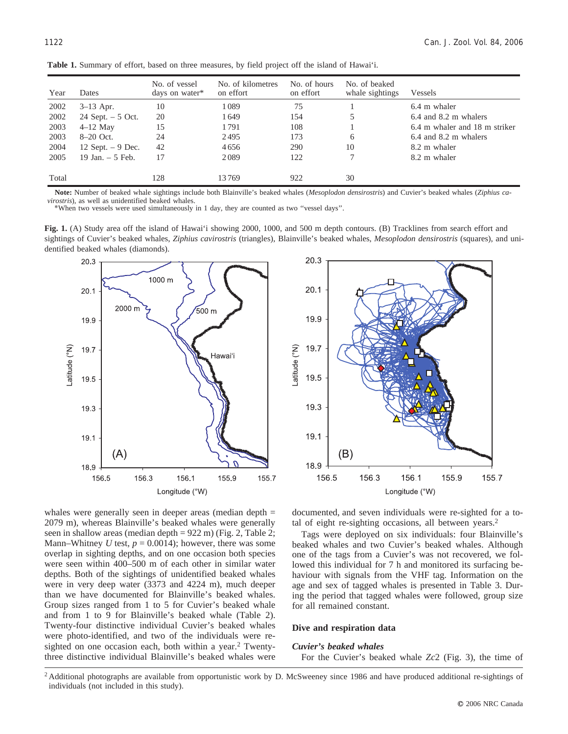**Table 1.** Summary of effort, based on three measures, by field project off the island of Hawai'i.

| Year | Dates | No. of vessel days on water* | No. of kilometres on effort | No. of hours on effort | No. of beaked whale sightings | Vessels |
|---|---|---|---|---|---|---|
| 2002 | 3–13 Apr. | 10 | 1089 | 75 | 1 | 6.4 m whaler |
| 2002 | 24 Sept. – 5 Oct. | 20 | 1649 | 154 | 5 | 6.4 and 8.2 m whalers |
| 2003 | 4–12 May | 15 | 1791 | 108 | 1 | 6.4 m whaler and 18 m striker |
| 2003 | 8–20 Oct. | 24 | 2495 | 173 | 6 | 6.4 and 8.2 m whalers |
| 2004 | 12 Sept. – 9 Dec. | 42 | 4656 | 290 | 10 | 8.2 m whaler |
| 2005 | 19 Jan. – 5 Feb. | 17 | 2089 | 122 | 7 | 8.2 m whaler |
| Total | | 128 | 13769 | 922 | 30 | |

**Note:** Number of beaked whale sightings include both Blainville's beaked whales (*Mesoplodon densirostris*) and Cuvier's beaked whales (*Ziphius cavirostris*), as well as unidentified beaked whales.
*When two vessels were used simultaneously in 1 day, they are counted as two "vessel days".

**Fig. 1.** (A) Study area off the island of Hawai'i showing 2000, 1000, and 500 m depth contours. (B) Tracklines from search effort and sightings of Cuvier's beaked whales, *Ziphius cavirostris* (triangles), Blainville's beaked whales, *Mesoplodon densirostris* (squares), and unidentified beaked whales (diamonds).

whales were generally seen in deeper areas (median depth = 2079 m), whereas Blainville's beaked whales were generally seen in shallow areas (median depth = 922 m) (Fig. 2, Table 2; Mann–Whitney $U$ test, $p = 0.0014$); however, there was some overlap in sighting depths, and on one occasion both species were seen within 400–500 m of each other in similar water depths. Both of the sightings of unidentified beaked whales were in very deep water (3373 and 4224 m), much deeper than we have documented for Blainville's beaked whales. Group sizes ranged from 1 to 5 for Cuvier's beaked whale and from 1 to 9 for Blainville's beaked whale (Table 2). Twenty-four distinctive individual Cuvier's beaked whales were photo-identified, and two of the individuals were re-sighted on one occasion each, both within a year.[2] Twenty-three distinctive individual Blainville's beaked whales were documented, and seven individuals were re-sighted for a total of eight re-sighting occasions, all between years.[2]

Tags were deployed on six individuals: four Blainville's beaked whales and two Cuvier's beaked whales. Although one of the tags from a Cuvier's was not recovered, we followed this individual for 7 h and monitored its surfacing behaviour with signals from the VHF tag. Information on the age and sex of tagged whales is presented in Table 3. During the period that tagged whales were followed, group size for all remained constant.

## Dive and respiration data

### *Cuvier's beaked whales*

For the Cuvier's beaked whale *Zc*2 (Fig. 3), the time of

[2] Additional photographs are available from opportunistic work by D. McSweeney since 1986 and have produced additional re-sightings of individuals (not included in this study).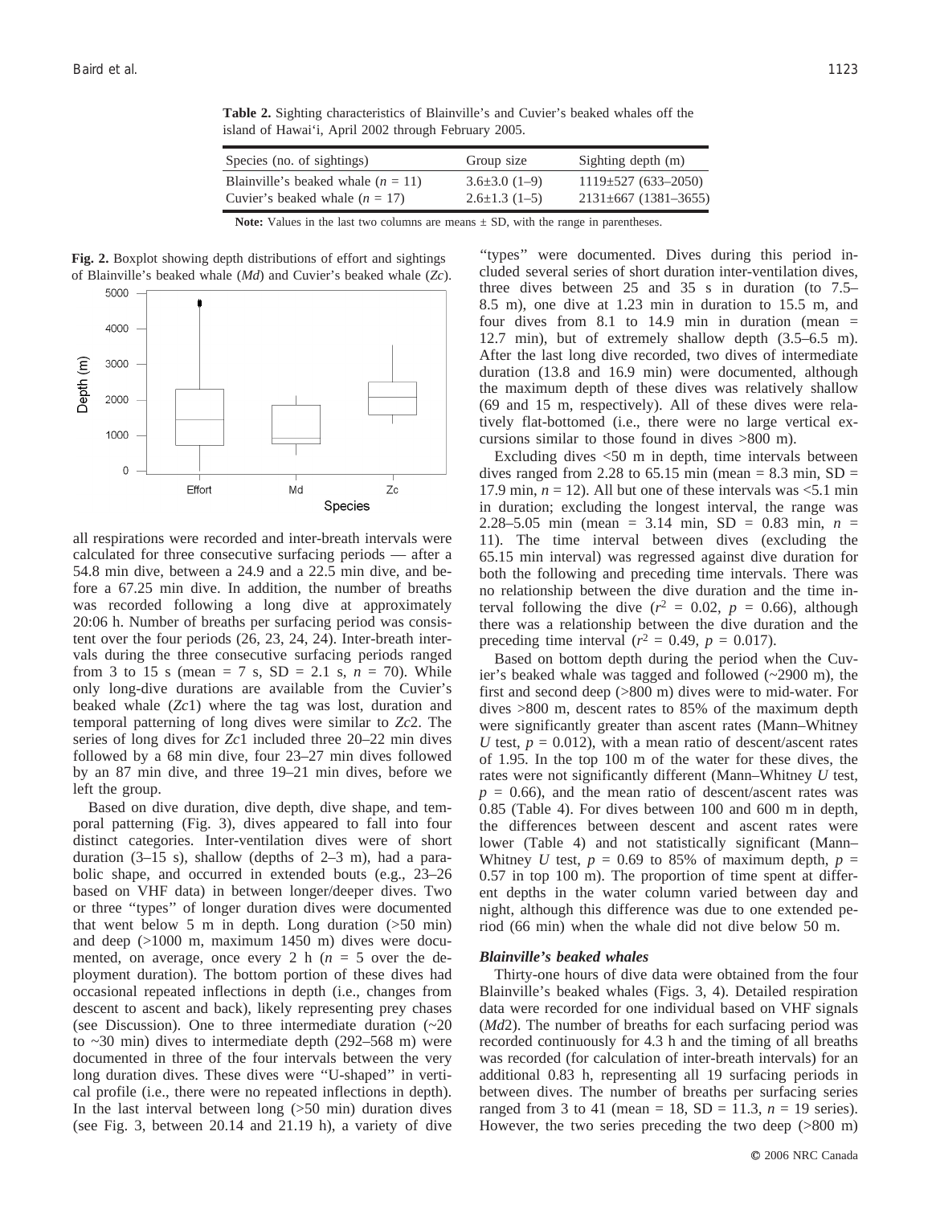**Table 2.** Sighting characteristics of Blainville's and Cuvier's beaked whales off the island of Hawai'i, April 2002 through February 2005.

| Species (no. of sightings) | Group size | Sighting depth (m) |
|---|---|---|
| Blainville's beaked whale ($n$ = 11) | 3.6±3.0 (1–9) | 1119±527 (633–2050) |
| Cuvier's beaked whale ($n$ = 17) | 2.6±1.3 (1–5) | 2131±667 (1381–3655) |

**Note:** Values in the last two columns are means ± SD, with the range in parentheses.

**Fig. 2.** Boxplot showing depth distributions of effort and sightings of Blainville's beaked whale (*Md*) and Cuvier's beaked whale (*Zc*).

all respirations were recorded and inter-breath intervals were calculated for three consecutive surfacing periods — after a 54.8 min dive, between a 24.9 and a 22.5 min dive, and before a 67.25 min dive. In addition, the number of breaths was recorded following a long dive at approximately 20:06 h. Number of breaths per surfacing period was consistent over the four periods (26, 23, 24, 24). Inter-breath intervals during the three consecutive surfacing periods ranged from 3 to 15 s (mean = 7 s, SD = 2.1 s, $n$ = 70). While only long-dive durations are available from the Cuvier's beaked whale (*Zc*1) where the tag was lost, duration and temporal patterning of long dives were similar to *Zc*2. The series of long dives for *Zc*1 included three 20–22 min dives followed by a 68 min dive, four 23–27 min dives followed by an 87 min dive, and three 19–21 min dives, before we left the group.

Based on dive duration, dive depth, dive shape, and temporal patterning (Fig. 3), dives appeared to fall into four distinct categories. Inter-ventilation dives were of short duration (3–15 s), shallow (depths of 2–3 m), had a parabolic shape, and occurred in extended bouts (e.g., 23–26 based on VHF data) in between longer/deeper dives. Two or three "types" of longer duration dives were documented that went below 5 m in depth. Long duration (>50 min) and deep (>1000 m, maximum 1450 m) dives were documented, on average, once every 2 h ($n$ = 5 over the deployment duration). The bottom portion of these dives had occasional repeated inflections in depth (i.e., changes from descent to ascent and back), likely representing prey chases (see Discussion). One to three intermediate duration (~20 to ~30 min) dives to intermediate depth (292–568 m) were documented in three of the four intervals between the very long duration dives. These dives were "U-shaped" in vertical profile (i.e., there were no repeated inflections in depth). In the last interval between long (>50 min) duration dives (see Fig. 3, between 20.14 and 21.19 h), a variety of dive "types" were documented. Dives during this period included several series of short duration inter-ventilation dives, three dives between 25 and 35 s in duration (to 7.5–8.5 m), one dive at 1.23 min in duration to 15.5 m, and four dives from 8.1 to 14.9 min in duration (mean = 12.7 min), but of extremely shallow depth (3.5–6.5 m). After the last long dive recorded, two dives of intermediate duration (13.8 and 16.9 min) were documented, although the maximum depth of these dives was relatively shallow (69 and 15 m, respectively). All of these dives were relatively flat-bottomed (i.e., there were no large vertical excursions similar to those found in dives >800 m).

Excluding dives <50 m in depth, time intervals between dives ranged from 2.28 to 65.15 min (mean = 8.3 min, SD = 17.9 min, $n$ = 12). All but one of these intervals was <5.1 min in duration; excluding the longest interval, the range was 2.28–5.05 min (mean = 3.14 min, SD = 0.83 min, $n$ = 11). The time interval between dives (excluding the 65.15 min interval) was regressed against dive duration for both the following and preceding time intervals. There was no relationship between the dive duration and the time interval following the dive ($r^2$ = 0.02, $p$ = 0.66), although there was a relationship between the dive duration and the preceding time interval ($r^2$ = 0.49, $p$ = 0.017).

Based on bottom depth during the period when the Cuvier's beaked whale was tagged and followed (~2900 m), the first and second deep (>800 m) dives were to mid-water. For dives >800 m, descent rates to 85% of the maximum depth were significantly greater than ascent rates (Mann–Whitney $U$ test, $p$ = 0.012), with a mean ratio of descent/ascent rates of 1.95. In the top 100 m of the water for these dives, the rates were not significantly different (Mann–Whitney $U$ test, $p$ = 0.66), and the mean ratio of descent/ascent rates was 0.85 (Table 4). For dives between 100 and 600 m in depth, the differences between descent and ascent rates were lower (Table 4) and not statistically significant (Mann–Whitney $U$ test, $p$ = 0.69 to 85% of maximum depth, $p$ = 0.57 in top 100 m). The proportion of time spent at different depths in the water column varied between day and night, although this difference was due to one extended period (66 min) when the whale did not dive below 50 m.

### *Blainville's beaked whales*

Thirty-one hours of dive data were obtained from the four Blainville's beaked whales (Figs. 3, 4). Detailed respiration data were recorded for one individual based on VHF signals (*Md*2). The number of breaths for each surfacing period was recorded continuously for 4.3 h and the timing of all breaths was recorded (for calculation of inter-breath intervals) for an additional 0.83 h, representing all 19 surfacing periods in between dives. The number of breaths per surfacing series ranged from 3 to 41 (mean = 18, SD = 11.3, $n$ = 19 series). However, the two series preceding the two deep (>800 m)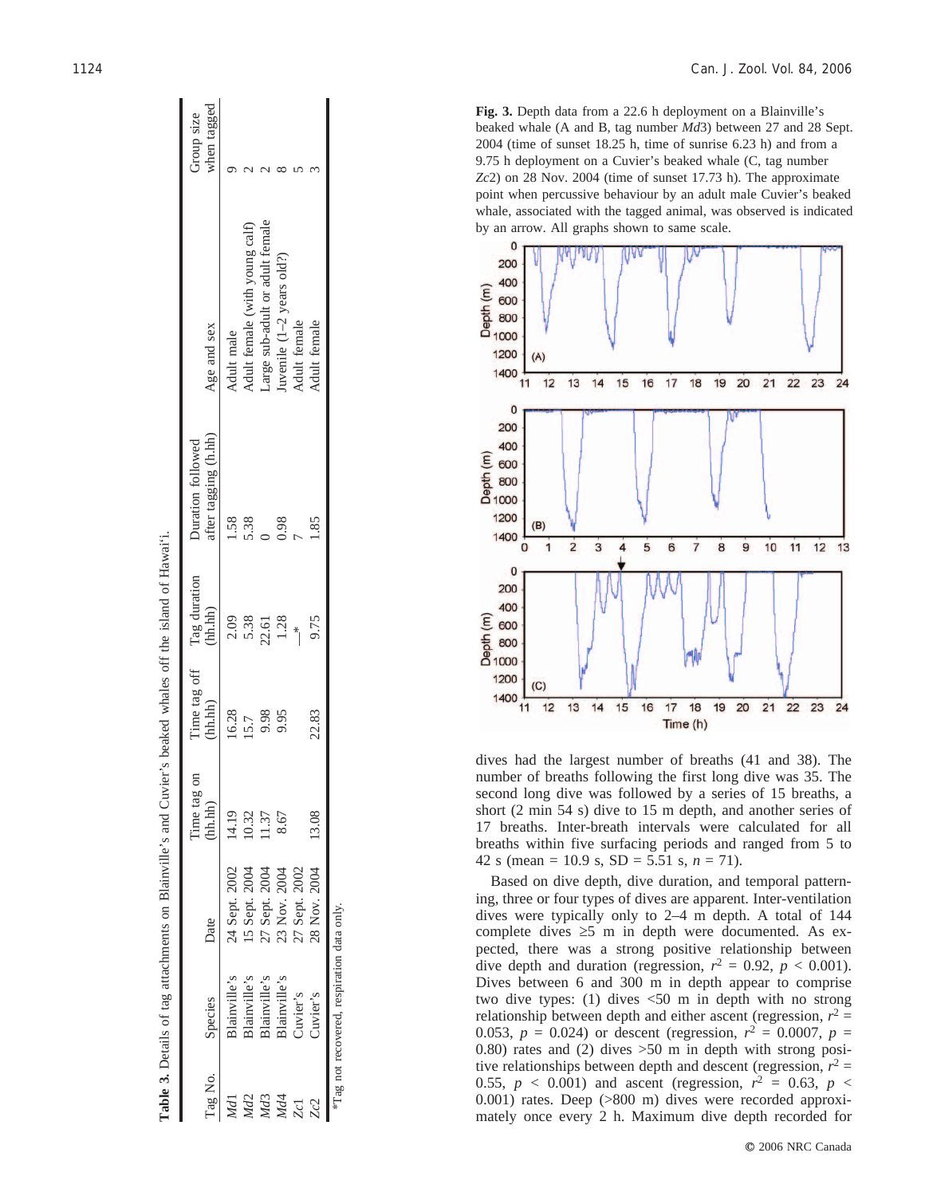**Table 3.** Details of tag attachments on Blainville's and Cuvier's beaked whales off the island of Hawai'i.

| Tag No. | Species | Date | Time tag on (hh.hh) | Time tag off (hh.hh) | Tag duration (hh.hh) | Duration followed after tagging (h.hh) | Age and sex | Group size when tagged |
|---|---|---|---|---|---|---|---|---|
| *Md*1 | Blainville's | 24 Sept. 2002 | 14.19 | 16.28 | 2.09 | 1.58 | Adult male | 9 |
| *Md*2 | Blainville's | 15 Sept. 2004 | 10.32 | 15.7 | 5.38 | 5.38 | Adult female (with young calf) | 2 |
| *Md*3 | Blainville's | 27 Sept. 2004 | 11.37 | 9.98 | 22.61 | 0 | Large sub-adult or adult female | 2 |
| *Md*4 | Blainville's | 23 Nov. 2004 | 8.67 | 9.95 | 1.28 | 0.98 | Juvenile (1–2 years old?) | 8 |
| *Zc*1 | Cuvier's | 27 Sept. 2002 | | | —* | 7 | Adult female | 5 |
| *Zc*2 | Cuvier's | 28 Nov. 2004 | 13.08 | 22.83 | 9.75 | 1.85 | Adult female | 3 |

*Tag not recovered, respiration data only.

**Fig. 3.** Depth data from a 22.6 h deployment on a Blainville's beaked whale (A and B, tag number *Md*3) between 27 and 28 Sept. 2004 (time of sunset 18.25 h, time of sunrise 6.23 h) and from a 9.75 h deployment on a Cuvier's beaked whale (C, tag number *Zc*2) on 28 Nov. 2004 (time of sunset 17.73 h). The approximate point when percussive behaviour by an adult male Cuvier's beaked whale, associated with the tagged animal, was observed is indicated by an arrow. All graphs shown to same scale.

dives had the largest number of breaths (41 and 38). The number of breaths following the first long dive was 35. The second long dive was followed by a series of 15 breaths, a short (2 min 54 s) dive to 15 m depth, and another series of 17 breaths. Inter-breath intervals were calculated for all breaths within five surfacing periods and ranged from 5 to 42 s (mean = 10.9 s, SD = 5.51 s, $n = 71$).

Based on dive depth, dive duration, and temporal patterning, three or four types of dives are apparent. Inter-ventilation dives were typically only to 2–4 m depth. A total of 144 complete dives ≥5 m in depth were documented. As expected, there was a strong positive relationship between dive depth and duration (regression, $r^2 = 0.92$, $p < 0.001$). Dives between 6 and 300 m in depth appear to comprise two dive types: (1) dives <50 m in depth with no strong relationship between depth and either ascent (regression, $r^2 = 0.053$, $p = 0.024$) or descent (regression, $r^2 = 0.0007$, $p = 0.80$) rates and (2) dives >50 m in depth with strong positive relationships between depth and descent (regression, $r^2 = 0.55$, $p < 0.001$) and ascent (regression, $r^2 = 0.63$, $p < 0.001$) rates. Deep (>800 m) dives were recorded approximately once every 2 h. Maximum dive depth recorded for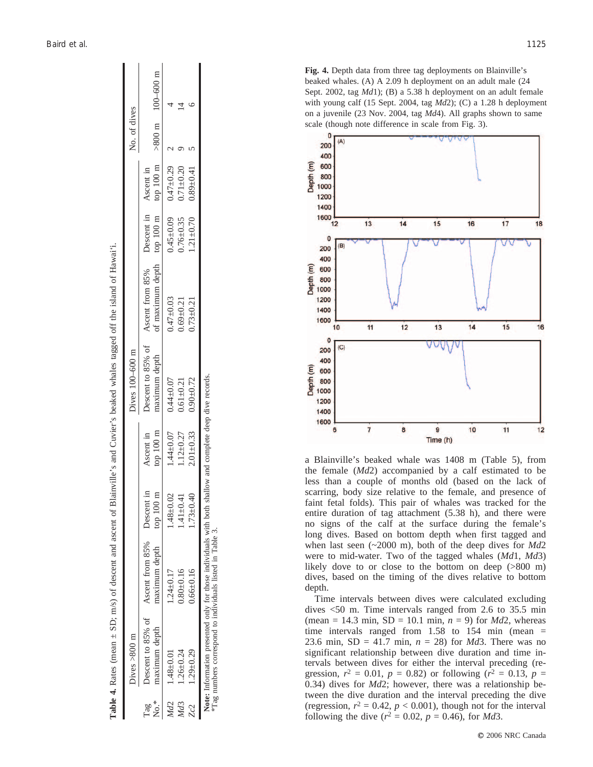**Table 4.** Rates (mean ± SD; m/s) of descent and ascent of Blainville's and Cuvier's beaked whales tagged off the island of Hawai'i.

| Tag No.* | Dives >800 m | | | | Dives 100–600 m | | | | No. of dives | |
|---|---|---|---|---|---|---|---|---|---|---|
| | Descent to 85% of maximum depth | Ascent from 85% maximum depth | Descent in top 100 m | Ascent in top 100 m | Descent to 85% of maximum depth | Ascent from 85% of maximum depth | Descent in top 100 m | Ascent in top 100 m | >800 m | 100–600 m |
| *Md*2 | 1.48±0.01 | 1.24±0.17 | 1.48±0.02 | 1.44±0.07 | 0.44±0.07 | 0.47±0.03 | 0.45±0.09 | 0.47±0.29 | 2 | 4 |
| *Md*3 | 1.26±0.24 | 0.80±0.16 | 1.41±0.41 | 1.12±0.27 | 0.61±0.21 | 0.69±0.21 | 0.76±0.35 | 0.71±0.20 | 9 | 14 |
| *Zc*2 | 1.29±0.29 | 0.66±0.16 | 1.73±0.40 | 2.01±0.33 | 0.90±0.72 | 0.73±0.21 | 1.21±0.70 | 0.89±0.41 | 5 | 6 |

**Note:** Information presented only for those individuals with both shallow and complete deep dive records.
*Tag numbers correspond to individuals listed in Table 3.

**Fig. 4.** Depth data from three tag deployments on Blainville's beaked whales. (A) A 2.09 h deployment on an adult male (24 Sept. 2002, tag *Md*1); (B) a 5.38 h deployment on an adult female with young calf (15 Sept. 2004, tag *Md*2); (C) a 1.28 h deployment on a juvenile (23 Nov. 2004, tag *Md*4). All graphs shown to same scale (though note difference in scale from Fig. 3).

a Blainville's beaked whale was 1408 m (Table 5), from the female (*Md*2) accompanied by a calf estimated to be less than a couple of months old (based on the lack of scarring, body size relative to the female, and presence of faint fetal folds). This pair of whales was tracked for the entire duration of tag attachment (5.38 h), and there were no signs of the calf at the surface during the female's long dives. Based on bottom depth when first tagged and when last seen (~2000 m), both of the deep dives for *Md*2 were to mid-water. Two of the tagged whales (*Md*1, *Md*3) likely dove to or close to the bottom on deep (>800 m) dives, based on the timing of the dives relative to bottom depth.

Time intervals between dives were calculated excluding dives <50 m. Time intervals ranged from 2.6 to 35.5 min (mean = 14.3 min, SD = 10.1 min, $n = 9$) for *Md*2, whereas time intervals ranged from 1.58 to 154 min (mean = 23.6 min, SD = 41.7 min, $n = 28$) for *Md*3. There was no significant relationship between dive duration and time intervals between dives for either the interval preceding (regression, $r^2 = 0.01$, $p = 0.82$) or following ($r^2 = 0.13$, $p = 0.34$) dives for *Md*2; however, there was a relationship between the dive duration and the interval preceding the dive (regression, $r^2 = 0.42$, $p < 0.001$), though not for the interval following the dive ($r^2 = 0.02$, $p = 0.46$), for *Md*3.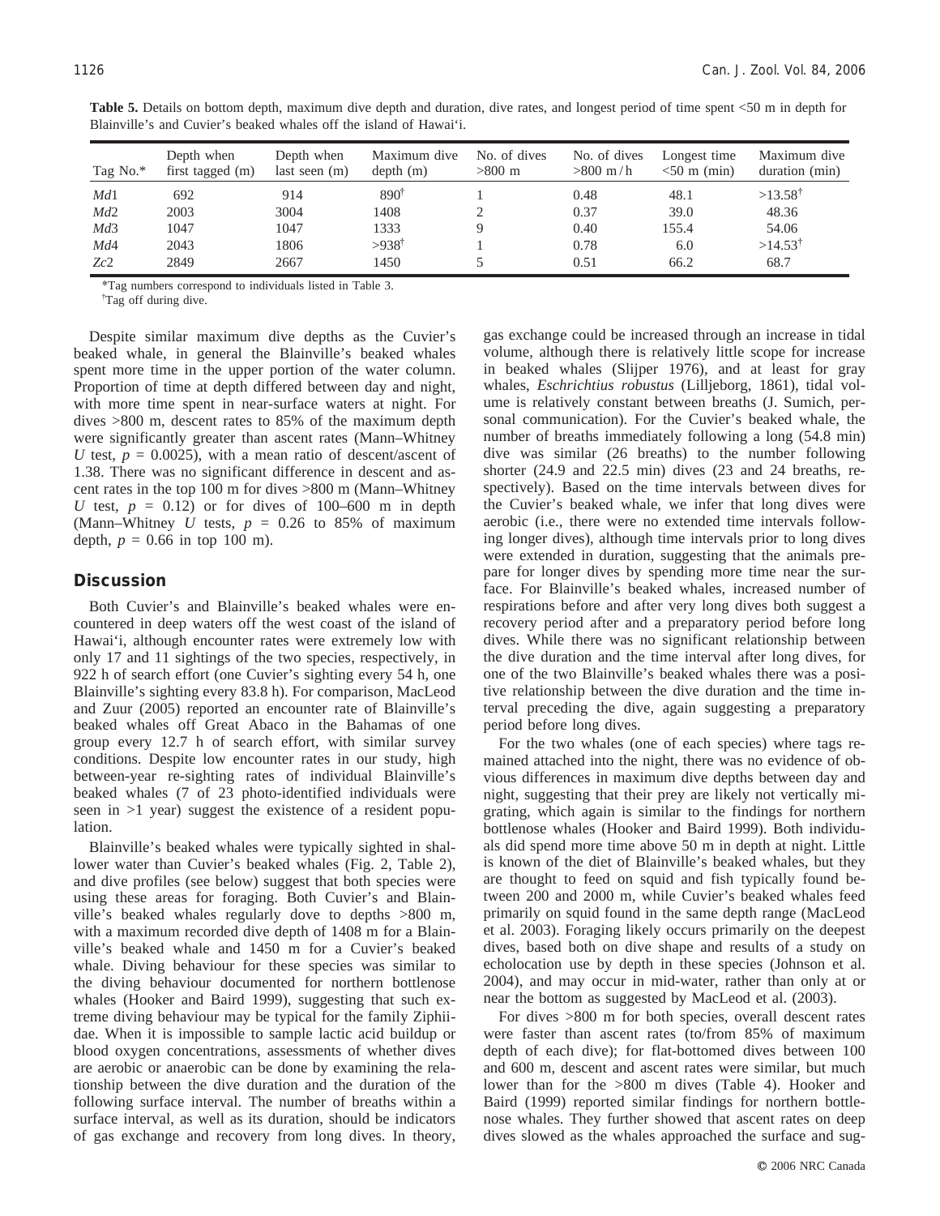**Table 5.** Details on bottom depth, maximum dive depth and duration, dive rates, and longest period of time spent <50 m in depth for Blainville's and Cuvier's beaked whales off the island of Hawai'i.

| Tag No.* | Depth when first tagged (m) | Depth when last seen (m) | Maximum dive depth (m) | No. of dives >800 m | No. of dives >800 m/h | Longest time <50 m (min) | Maximum dive duration (min) |
|---|---|---|---|---|---|---|---|
| *Md*1 | 692 | 914 | 890[†] | 1 | 0.48 | 48.1 | >13.58[†] |
| *Md*2 | 2003 | 3004 | 1408 | 2 | 0.37 | 39.0 | 48.36 |
| *Md*3 | 1047 | 1047 | 1333 | 9 | 0.40 | 155.4 | 54.06 |
| *Md*4 | 2043 | 1806 | >938[†] | 1 | 0.78 | 6.0 | >14.53[†] |
| *Zc*2 | 2849 | 2667 | 1450 | 5 | 0.51 | 66.2 | 68.7 |

*Tag numbers correspond to individuals listed in Table 3.

[†]Tag off during dive.

Despite similar maximum dive depths as the Cuvier's beaked whale, in general the Blainville's beaked whales spent more time in the upper portion of the water column. Proportion of time at depth differed between day and night, with more time spent in near-surface waters at night. For dives >800 m, descent rates to 85% of the maximum depth were significantly greater than ascent rates (Mann–Whitney *U* test, $p = 0.0025$), with a mean ratio of descent/ascent of 1.38. There was no significant difference in descent and ascent rates in the top 100 m for dives >800 m (Mann–Whitney *U* test, $p = 0.12$) or for dives of 100–600 m in depth (Mann–Whitney *U* tests, $p = 0.26$ to 85% of maximum depth, $p = 0.66$ in top 100 m).

## Discussion

Both Cuvier's and Blainville's beaked whales were encountered in deep waters off the west coast of the island of Hawai'i, although encounter rates were extremely low with only 17 and 11 sightings of the two species, respectively, in 922 h of search effort (one Cuvier's sighting every 54 h, one Blainville's sighting every 83.8 h). For comparison, MacLeod and Zuur (2005) reported an encounter rate of Blainville's beaked whales off Great Abaco in the Bahamas of one group every 12.7 h of search effort, with similar survey conditions. Despite low encounter rates in our study, high between-year re-sighting rates of individual Blainville's beaked whales (7 of 23 photo-identified individuals were seen in >1 year) suggest the existence of a resident population.

Blainville's beaked whales were typically sighted in shallower water than Cuvier's beaked whales (Fig. 2, Table 2), and dive profiles (see below) suggest that both species were using these areas for foraging. Both Cuvier's and Blainville's beaked whales regularly dove to depths >800 m, with a maximum recorded dive depth of 1408 m for a Blainville's beaked whale and 1450 m for a Cuvier's beaked whale. Diving behaviour for these species was similar to the diving behaviour documented for northern bottlenose whales (Hooker and Baird 1999), suggesting that such extreme diving behaviour may be typical for the family Ziphiidae. When it is impossible to sample lactic acid buildup or blood oxygen concentrations, assessments of whether dives are aerobic or anaerobic can be done by examining the relationship between the dive duration and the duration of the following surface interval. The number of breaths within a surface interval, as well as its duration, should be indicators of gas exchange and recovery from long dives. In theory, gas exchange could be increased through an increase in tidal volume, although there is relatively little scope for increase in beaked whales (Slijper 1976), and at least for gray whales, *Eschrichtius robustus* (Lilljeborg, 1861), tidal volume is relatively constant between breaths (J. Sumich, personal communication). For the Cuvier's beaked whale, the number of breaths immediately following a long (54.8 min) dive was similar (26 breaths) to the number following shorter (24.9 and 22.5 min) dives (23 and 24 breaths, respectively). Based on the time intervals between dives for the Cuvier's beaked whale, we infer that long dives were aerobic (i.e., there were no extended time intervals following longer dives), although time intervals prior to long dives were extended in duration, suggesting that the animals prepare for longer dives by spending more time near the surface. For Blainville's beaked whales, increased number of respirations before and after very long dives both suggest a recovery period after and a preparatory period before long dives. While there was no significant relationship between the dive duration and the time interval after long dives, for one of the two Blainville's beaked whales there was a positive relationship between the dive duration and the time interval preceding the dive, again suggesting a preparatory period before long dives.

For the two whales (one of each species) where tags remained attached into the night, there was no evidence of obvious differences in maximum dive depths between day and night, suggesting that their prey are likely not vertically migrating, which again is similar to the findings for northern bottlenose whales (Hooker and Baird 1999). Both individuals did spend more time above 50 m in depth at night. Little is known of the diet of Blainville's beaked whales, but they are thought to feed on squid and fish typically found between 200 and 2000 m, while Cuvier's beaked whales feed primarily on squid found in the same depth range (MacLeod et al. 2003). Foraging likely occurs primarily on the deepest dives, based both on dive shape and results of a study on echolocation use by depth in these species (Johnson et al. 2004), and may occur in mid-water, rather than only at or near the bottom as suggested by MacLeod et al. (2003).

For dives >800 m for both species, overall descent rates were faster than ascent rates (to/from 85% of maximum depth of each dive); for flat-bottomed dives between 100 and 600 m, descent and ascent rates were similar, but much lower than for the >800 m dives (Table 4). Hooker and Baird (1999) reported similar findings for northern bottlenose whales. They further showed that ascent rates on deep dives slowed as the whales approached the surface and sug-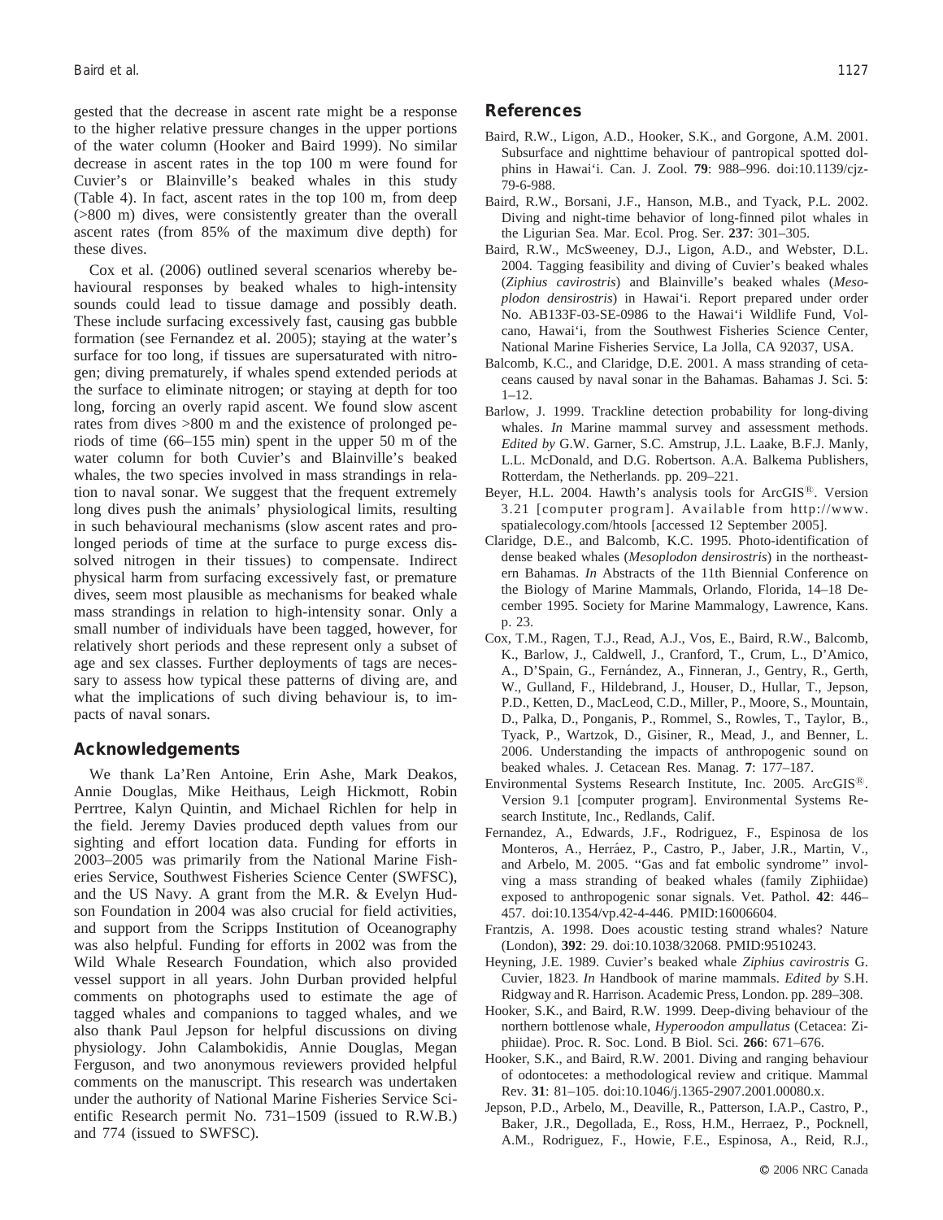gested that the decrease in ascent rate might be a response to the higher relative pressure changes in the upper portions of the water column (Hooker and Baird 1999). No similar decrease in ascent rates in the top 100 m were found for Cuvier's or Blainville's beaked whales in this study (Table 4). In fact, ascent rates in the top 100 m, from deep (>800 m) dives, were consistently greater than the overall ascent rates (from 85% of the maximum dive depth) for these dives.

Cox et al. (2006) outlined several scenarios whereby behavioural responses by beaked whales to high-intensity sounds could lead to tissue damage and possibly death. These include surfacing excessively fast, causing gas bubble formation (see Fernandez et al. 2005); staying at the water's surface for too long, if tissues are supersaturated with nitrogen; diving prematurely, if whales spend extended periods at the surface to eliminate nitrogen; or staying at depth for too long, forcing an overly rapid ascent. We found slow ascent rates from dives >800 m and the existence of prolonged periods of time (66–155 min) spent in the upper 50 m of the water column for both Cuvier's and Blainville's beaked whales, the two species involved in mass strandings in relation to naval sonar. We suggest that the frequent extremely long dives push the animals' physiological limits, resulting in such behavioural mechanisms (slow ascent rates and prolonged periods of time at the surface to purge excess dissolved nitrogen in their tissues) to compensate. Indirect physical harm from surfacing excessively fast, or premature dives, seem most plausible as mechanisms for beaked whale mass strandings in relation to high-intensity sonar. Only a small number of individuals have been tagged, however, for relatively short periods and these represent only a subset of age and sex classes. Further deployments of tags are necessary to assess how typical these patterns of diving are, and what the implications of such diving behaviour is, to impacts of naval sonars.

## Acknowledgements

We thank La'Ren Antoine, Erin Ashe, Mark Deakos, Annie Douglas, Mike Heithaus, Leigh Hickmott, Robin Perrtree, Kalyn Quintin, and Michael Richlen for help in the field. Jeremy Davies produced depth values from our sighting and effort location data. Funding for efforts in 2003–2005 was primarily from the National Marine Fisheries Service, Southwest Fisheries Science Center (SWFSC), and the US Navy. A grant from the M.R. & Evelyn Hudson Foundation in 2004 was also crucial for field activities, and support from the Scripps Institution of Oceanography was also helpful. Funding for efforts in 2002 was from the Wild Whale Research Foundation, which also provided vessel support in all years. John Durban provided helpful comments on photographs used to estimate the age of tagged whales and companions to tagged whales, and we also thank Paul Jepson for helpful discussions on diving physiology. John Calambokidis, Annie Douglas, Megan Ferguson, and two anonymous reviewers provided helpful comments on the manuscript. This research was undertaken under the authority of National Marine Fisheries Service Scientific Research permit No. 731–1509 (issued to R.W.B.) and 774 (issued to SWFSC).

## References

Baird, R.W., Ligon, A.D., Hooker, S.K., and Gorgone, A.M. 2001. Subsurface and nighttime behaviour of pantropical spotted dolphins in Hawai'i. Can. J. Zool. **79**: 988–996. doi:10.1139/cjz-79-6-988.

Baird, R.W., Borsani, J.F., Hanson, M.B., and Tyack, P.L. 2002. Diving and night-time behavior of long-finned pilot whales in the Ligurian Sea. Mar. Ecol. Prog. Ser. **237**: 301–305.

Baird, R.W., McSweeney, D.J., Ligon, A.D., and Webster, D.L. 2004. Tagging feasibility and diving of Cuvier's beaked whales (*Ziphius cavirostris*) and Blainville's beaked whales (*Mesoplodon densirostris*) in Hawai'i. Report prepared under order No. AB133F-03-SE-0986 to the Hawai'i Wildlife Fund, Volcano, Hawai'i, from the Southwest Fisheries Science Center, National Marine Fisheries Service, La Jolla, CA 92037, USA.

Balcomb, K.C., and Claridge, D.E. 2001. A mass stranding of cetaceans caused by naval sonar in the Bahamas. Bahamas J. Sci. **5**: 1–12.

Barlow, J. 1999. Trackline detection probability for long-diving whales. *In* Marine mammal survey and assessment methods. *Edited by* G.W. Garner, S.C. Amstrup, J.L. Laake, B.F.J. Manly, L.L. McDonald, and D.G. Robertson. A.A. Balkema Publishers, Rotterdam, the Netherlands. pp. 209–221.

Beyer, H.L. 2004. Hawth's analysis tools for ArcGIS®. Version 3.21 [computer program]. Available from http://www.spatialecology.com/htools [accessed 12 September 2005].

Claridge, D.E., and Balcomb, K.C. 1995. Photo-identification of dense beaked whales (*Mesoplodon densirostris*) in the northeastern Bahamas. *In* Abstracts of the 11th Biennial Conference on the Biology of Marine Mammals, Orlando, Florida, 14–18 December 1995. Society for Marine Mammalogy, Lawrence, Kans. p. 23.

Cox, T.M., Ragen, T.J., Read, A.J., Vos, E., Baird, R.W., Balcomb, K., Barlow, J., Caldwell, J., Cranford, T., Crum, L., D'Amico, A., D'Spain, G., Fernández, A., Finneran, J., Gentry, R., Gerth, W., Gulland, F., Hildebrand, J., Houser, D., Hullar, T., Jepson, P.D., Ketten, D., MacLeod, C.D., Miller, P., Moore, S., Mountain, D., Palka, D., Ponganis, P., Rommel, S., Rowles, T., Taylor, B., Tyack, P., Wartzok, D., Gisiner, R., Mead, J., and Benner, L. 2006. Understanding the impacts of anthropogenic sound on beaked whales. J. Cetacean Res. Manag. **7**: 177–187.

Environmental Systems Research Institute, Inc. 2005. ArcGIS®. Version 9.1 [computer program]. Environmental Systems Research Institute, Inc., Redlands, Calif.

Fernandez, A., Edwards, J.F., Rodriguez, F., Espinosa de los Monteros, A., Herráez, P., Castro, P., Jaber, J.R., Martin, V., and Arbelo, M. 2005. "Gas and fat embolic syndrome" involving a mass stranding of beaked whales (family Ziphiidae) exposed to anthropogenic sonar signals. Vet. Pathol. **42**: 446–457. doi:10.1354/vp.42-4-446. PMID:16006604.

Frantzis, A. 1998. Does acoustic testing strand whales? Nature (London), **392**: 29. doi:10.1038/32068. PMID:9510243.

Heyning, J.E. 1989. Cuvier's beaked whale *Ziphius cavirostris* G. Cuvier, 1823. *In* Handbook of marine mammals. *Edited by* S.H. Ridgway and R. Harrison. Academic Press, London. pp. 289–308.

Hooker, S.K., and Baird, R.W. 1999. Deep-diving behaviour of the northern bottlenose whale, *Hyperoodon ampullatus* (Cetacea: Ziphiidae). Proc. R. Soc. Lond. B Biol. Sci. **266**: 671–676.

Hooker, S.K., and Baird, R.W. 2001. Diving and ranging behaviour of odontocetes: a methodological review and critique. Mammal Rev. **31**: 81–105. doi:10.1046/j.1365-2907.2001.00080.x.

Jepson, P.D., Arbelo, M., Deaville, R., Patterson, I.A.P., Castro, P., Baker, J.R., Degollada, E., Ross, H.M., Herraez, P., Pocknell, A.M., Rodriguez, F., Howie, F.E., Espinosa, A., Reid, R.J.,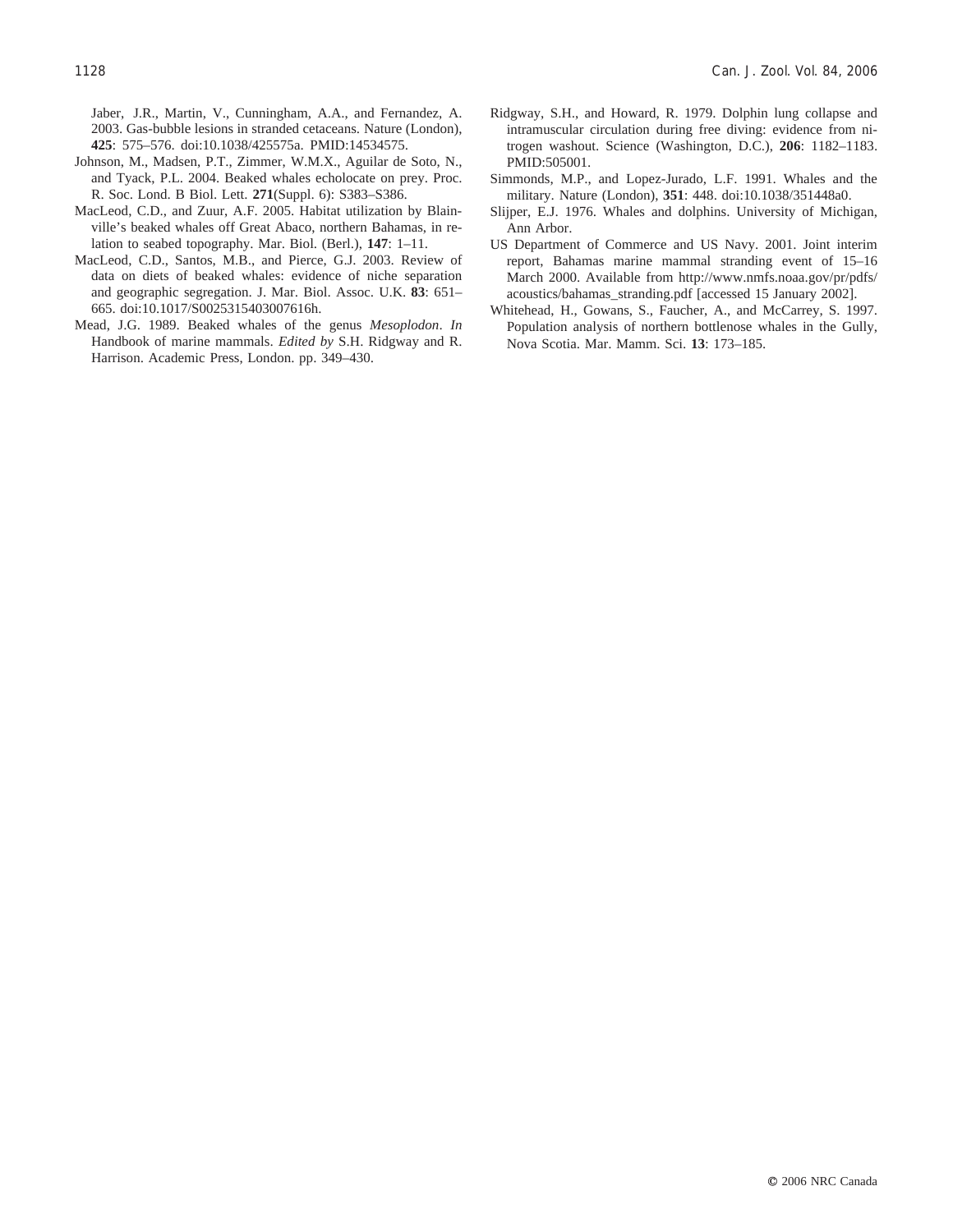Jaber, J.R., Martin, V., Cunningham, A.A., and Fernandez, A. 2003. Gas-bubble lesions in stranded cetaceans. Nature (London), **425**: 575–576. doi:10.1038/425575a. PMID:14534575.

Johnson, M., Madsen, P.T., Zimmer, W.M.X., Aguilar de Soto, N., and Tyack, P.L. 2004. Beaked whales echolocate on prey. Proc. R. Soc. Lond. B Biol. Lett. **271**(Suppl. 6): S383–S386.

MacLeod, C.D., and Zuur, A.F. 2005. Habitat utilization by Blainville's beaked whales off Great Abaco, northern Bahamas, in relation to seabed topography. Mar. Biol. (Berl.), **147**: 1–11.

MacLeod, C.D., Santos, M.B., and Pierce, G.J. 2003. Review of data on diets of beaked whales: evidence of niche separation and geographic segregation. J. Mar. Biol. Assoc. U.K. **83**: 651–665. doi:10.1017/S0025315403007616h.

Mead, J.G. 1989. Beaked whales of the genus *Mesoplodon*. *In* Handbook of marine mammals. *Edited by* S.H. Ridgway and R. Harrison. Academic Press, London. pp. 349–430.

Ridgway, S.H., and Howard, R. 1979. Dolphin lung collapse and intramuscular circulation during free diving: evidence from nitrogen washout. Science (Washington, D.C.), **206**: 1182–1183. PMID:505001.

Simmonds, M.P., and Lopez-Jurado, L.F. 1991. Whales and the military. Nature (London), **351**: 448. doi:10.1038/351448a0.

Slijper, E.J. 1976. Whales and dolphins. University of Michigan, Ann Arbor.

US Department of Commerce and US Navy. 2001. Joint interim report, Bahamas marine mammal stranding event of 15–16 March 2000. Available from http://www.nmfs.noaa.gov/pr/pdfs/acoustics/bahamas_stranding.pdf [accessed 15 January 2002].

Whitehead, H., Gowans, S., Faucher, A., and McCarrey, S. 1997. Population analysis of northern bottlenose whales in the Gully, Nova Scotia. Mar. Mamm. Sci. **13**: 173–185.